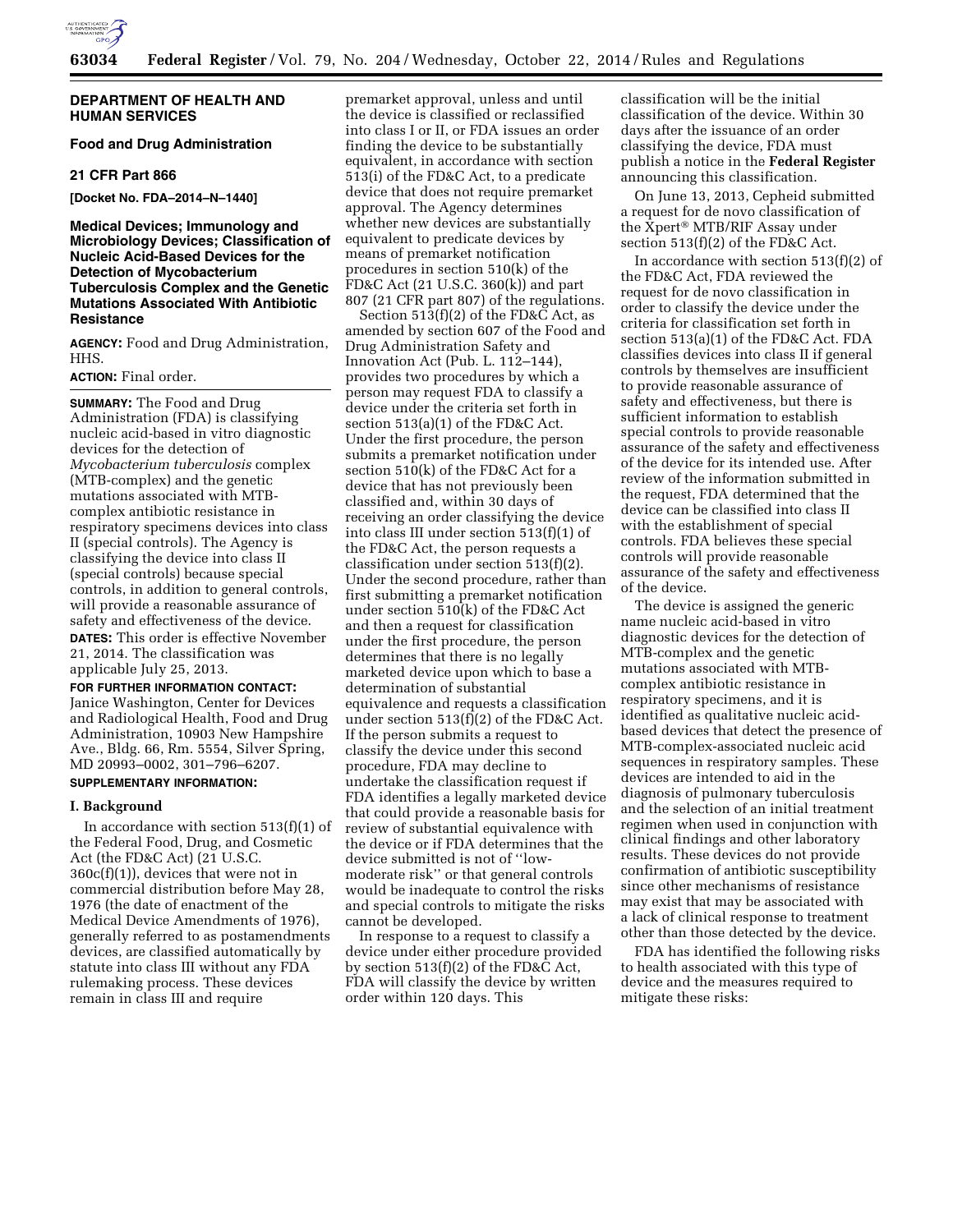## DEPARTMENT OF HEALTH AND HUMAN SERVICES

### Food and Drug Administration

### 21 CFR Part 866

**[Docket No. FDA–2014–N–1440]**

### Medical Devices; Immunology and Microbiology Devices; Classification of Nucleic Acid-Based Devices for the Detection of Mycobacterium Tuberculosis Complex and the Genetic Mutations Associated With Antibiotic Resistance

**AGENCY:** Food and Drug Administration, HHS.

**ACTION:** Final order.

**SUMMARY:** The Food and Drug Administration (FDA) is classifying nucleic acid-based in vitro diagnostic devices for the detection of *Mycobacterium tuberculosis* complex (MTB-complex) and the genetic mutations associated with MTB-complex antibiotic resistance in respiratory specimens devices into class II (special controls). The Agency is classifying the device into class II (special controls) because special controls, in addition to general controls, will provide a reasonable assurance of safety and effectiveness of the device.

**DATES:** This order is effective November 21, 2014. The classification was applicable July 25, 2013.

**FOR FURTHER INFORMATION CONTACT:** Janice Washington, Center for Devices and Radiological Health, Food and Drug Administration, 10903 New Hampshire Ave., Bldg. 66, Rm. 5554, Silver Spring, MD 20993–0002, 301–796–6207.

**SUPPLEMENTARY INFORMATION:**

#### I. Background

In accordance with section 513(f)(1) of the Federal Food, Drug, and Cosmetic Act (the FD&C Act) (21 U.S.C. 360c(f)(1)), devices that were not in commercial distribution before May 28, 1976 (the date of enactment of the Medical Device Amendments of 1976), generally referred to as postamendments devices, are classified automatically by statute into class III without any FDA rulemaking process. These devices remain in class III and require premarket approval, unless and until the device is classified or reclassified into class I or II, or FDA issues an order finding the device to be substantially equivalent, in accordance with section 513(i) of the FD&C Act, to a predicate device that does not require premarket approval. The Agency determines whether new devices are substantially equivalent to predicate devices by means of premarket notification procedures in section 510(k) of the FD&C Act (21 U.S.C. 360(k)) and part 807 (21 CFR part 807) of the regulations.

Section 513(f)(2) of the FD&C Act, as amended by section 607 of the Food and Drug Administration Safety and Innovation Act (Pub. L. 112–144), provides two procedures by which a person may request FDA to classify a device under the criteria set forth in section 513(a)(1) of the FD&C Act. Under the first procedure, the person submits a premarket notification under section 510(k) of the FD&C Act for a device that has not previously been classified and, within 30 days of receiving an order classifying the device into class III under section 513(f)(1) of the FD&C Act, the person requests a classification under section 513(f)(2). Under the second procedure, rather than first submitting a premarket notification under section 510(k) of the FD&C Act and then a request for classification under the first procedure, the person determines that there is no legally marketed device upon which to base a determination of substantial equivalence and requests a classification under section 513(f)(2) of the FD&C Act. If the person submits a request to classify the device under this second procedure, FDA may decline to undertake the classification request if FDA identifies a legally marketed device that could provide a reasonable basis for review of substantial equivalence with the device or if FDA determines that the device submitted is not of ''low-moderate risk'' or that general controls would be inadequate to control the risks and special controls to mitigate the risks cannot be developed.

In response to a request to classify a device under either procedure provided by section 513(f)(2) of the FD&C Act, FDA will classify the device by written order within 120 days. This classification will be the initial classification of the device. Within 30 days after the issuance of an order classifying the device, FDA must publish a notice in the **Federal Register** announcing this classification.

On June 13, 2013, Cepheid submitted a request for de novo classification of the Xpert® MTB/RIF Assay under section 513(f)(2) of the FD&C Act.

In accordance with section 513(f)(2) of the FD&C Act, FDA reviewed the request for de novo classification in order to classify the device under the criteria for classification set forth in section 513(a)(1) of the FD&C Act. FDA classifies devices into class II if general controls by themselves are insufficient to provide reasonable assurance of safety and effectiveness, but there is sufficient information to establish special controls to provide reasonable assurance of the safety and effectiveness of the device for its intended use. After review of the information submitted in the request, FDA determined that the device can be classified into class II with the establishment of special controls. FDA believes these special controls will provide reasonable assurance of the safety and effectiveness of the device.

The device is assigned the generic name nucleic acid-based in vitro diagnostic devices for the detection of MTB-complex and the genetic mutations associated with MTB-complex antibiotic resistance in respiratory specimens, and it is identified as qualitative nucleic acid-based devices that detect the presence of MTB-complex-associated nucleic acid sequences in respiratory samples. These devices are intended to aid in the diagnosis of pulmonary tuberculosis and the selection of an initial treatment regimen when used in conjunction with clinical findings and other laboratory results. These devices do not provide confirmation of antibiotic susceptibility since other mechanisms of resistance may exist that may be associated with a lack of clinical response to treatment other than those detected by the device.

FDA has identified the following risks to health associated with this type of device and the measures required to mitigate these risks: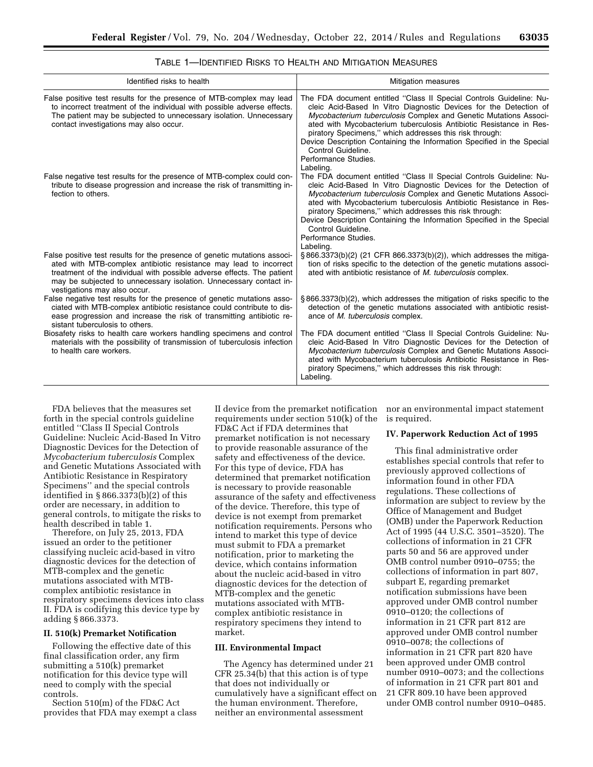TABLE 1—IDENTIFIED RISKS TO HEALTH AND MITIGATION MEASURES

| Identified risks to health | Mitigation measures |
| --- | --- |
| False positive test results for the presence of MTB-complex may lead to incorrect treatment of the individual with possible adverse effects. The patient may be subjected to unnecessary isolation. Unnecessary contact investigations may also occur. | The FDA document entitled "Class II Special Controls Guideline: Nucleic Acid-Based In Vitro Diagnostic Devices for the Detection of *Mycobacterium tuberculosis* Complex and Genetic Mutations Associated with Mycobacterium tuberculosis Antibiotic Resistance in Respiratory Specimens," which addresses this risk through: Device Description Containing the Information Specified in the Special Control Guideline. Performance Studies. Labeling. |
| False negative test results for the presence of MTB-complex could contribute to disease progression and increase the risk of transmitting infection to others. | The FDA document entitled "Class II Special Controls Guideline: Nucleic Acid-Based In Vitro Diagnostic Devices for the Detection of *Mycobacterium tuberculosis* Complex and Genetic Mutations Associated with Mycobacterium tuberculosis Antibiotic Resistance in Respiratory Specimens," which addresses this risk through: Device Description Containing the Information Specified in the Special Control Guideline. Performance Studies. Labeling. |
| False positive test results for the presence of genetic mutations associated with MTB-complex antibiotic resistance may lead to incorrect treatment of the individual with possible adverse effects. The patient may be subjected to unnecessary isolation. Unnecessary contact investigations may also occur. | § 866.3373(b)(2) (21 CFR 866.3373(b)(2)), which addresses the mitigation of risks specific to the detection of the genetic mutations associated with antibiotic resistance of *M. tuberculosis* complex. |
| False negative test results for the presence of genetic mutations associated with MTB-complex antibiotic resistance could contribute to disease progression and increase the risk of transmitting antibiotic resistant tuberculosis to others. | § 866.3373(b)(2), which addresses the mitigation of risks specific to the detection of the genetic mutations associated with antibiotic resistance of *M. tuberculosis* complex. |
| Biosafety risks to health care workers handling specimens and control materials with the possibility of transmission of tuberculosis infection to health care workers. | The FDA document entitled "Class II Special Controls Guideline: Nucleic Acid-Based In Vitro Diagnostic Devices for the Detection of *Mycobacterium tuberculosis* Complex and Genetic Mutations Associated with Mycobacterium tuberculosis Antibiotic Resistance in Respiratory Specimens," which addresses this risk through: Labeling. |

FDA believes that the measures set forth in the special controls guideline entitled "Class II Special Controls Guideline: Nucleic Acid-Based In Vitro Diagnostic Devices for the Detection of *Mycobacterium tuberculosis* Complex and Genetic Mutations Associated with Antibiotic Resistance in Respiratory Specimens" and the special controls identified in § 866.3373(b)(2) of this order are necessary, in addition to general controls, to mitigate the risks to health described in table 1.

Therefore, on July 25, 2013, FDA issued an order to the petitioner classifying nucleic acid-based in vitro diagnostic devices for the detection of MTB-complex and the genetic mutations associated with MTB-complex antibiotic resistance in respiratory specimens devices into class II. FDA is codifying this device type by adding § 866.3373.

## II. 510(k) Premarket Notification

Following the effective date of this final classification order, any firm submitting a 510(k) premarket notification for this device type will need to comply with the special controls.

Section 510(m) of the FD&C Act provides that FDA may exempt a class II device from the premarket notification requirements under section 510(k) of the FD&C Act if FDA determines that premarket notification is not necessary to provide reasonable assurance of the safety and effectiveness of the device. For this type of device, FDA has determined that premarket notification is necessary to provide reasonable assurance of the safety and effectiveness of the device. Therefore, this type of device is not exempt from premarket notification requirements. Persons who intend to market this type of device must submit to FDA a premarket notification, prior to marketing the device, which contains information about the nucleic acid-based in vitro diagnostic devices for the detection of MTB-complex and the genetic mutations associated with MTB-complex antibiotic resistance in respiratory specimens they intend to market.

## III. Environmental Impact

The Agency has determined under 21 CFR 25.34(b) that this action is of type that does not individually or cumulatively have a significant effect on the human environment. Therefore, neither an environmental assessment nor an environmental impact statement is required.

## IV. Paperwork Reduction Act of 1995

This final administrative order establishes special controls that refer to previously approved collections of information found in other FDA regulations. These collections of information are subject to review by the Office of Management and Budget (OMB) under the Paperwork Reduction Act of 1995 (44 U.S.C. 3501–3520). The collections of information in 21 CFR parts 50 and 56 are approved under OMB control number 0910–0755; the collections of information in part 807, subpart E, regarding premarket notification submissions have been approved under OMB control number 0910–0120; the collections of information in 21 CFR part 812 are approved under OMB control number 0910–0078; the collections of information in 21 CFR part 820 have been approved under OMB control number 0910–0073; and the collections of information in 21 CFR part 801 and 21 CFR 809.10 have been approved under OMB control number 0910–0485.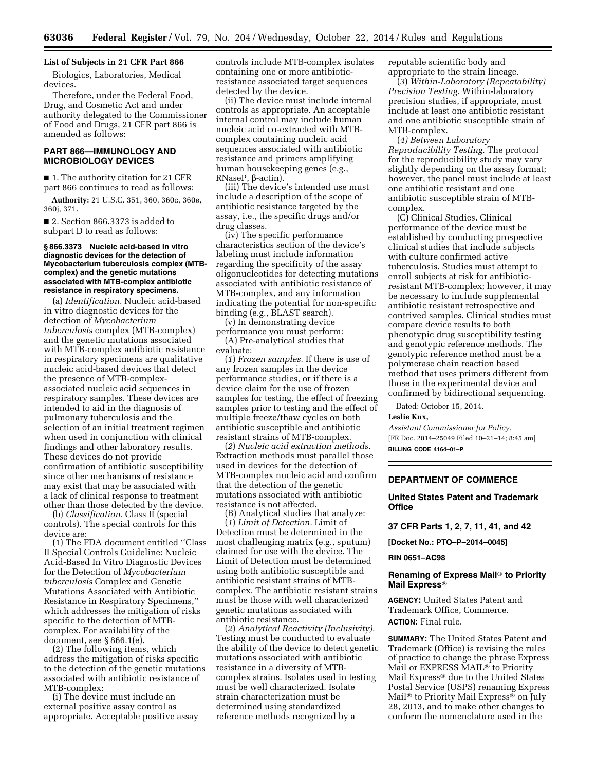**List of Subjects in 21 CFR Part 866**

Biologics, Laboratories, Medical devices.

Therefore, under the Federal Food, Drug, and Cosmetic Act and under authority delegated to the Commissioner of Food and Drugs, 21 CFR part 866 is amended as follows:

## PART 866—IMMUNOLOGY AND MICROBIOLOGY DEVICES

■ 1. The authority citation for 21 CFR part 866 continues to read as follows:

**Authority:** 21 U.S.C. 351, 360, 360c, 360e, 360j, 371.

■ 2. Section 866.3373 is added to subpart D to read as follows:

**§ 866.3373 Nucleic acid-based in vitro diagnostic devices for the detection of Mycobacterium tuberculosis complex (MTB-complex) and the genetic mutations associated with MTB-complex antibiotic resistance in respiratory specimens.**

(a) *Identification.* Nucleic acid-based in vitro diagnostic devices for the detection of *Mycobacterium tuberculosis* complex (MTB-complex) and the genetic mutations associated with MTB-complex antibiotic resistance in respiratory specimens are qualitative nucleic acid-based devices that detect the presence of MTB-complex-associated nucleic acid sequences in respiratory samples. These devices are intended to aid in the diagnosis of pulmonary tuberculosis and the selection of an initial treatment regimen when used in conjunction with clinical findings and other laboratory results. These devices do not provide confirmation of antibiotic susceptibility since other mechanisms of resistance may exist that may be associated with a lack of clinical response to treatment other than those detected by the device.

(b) *Classification.* Class II (special controls). The special controls for this device are:

(1) The FDA document entitled ''Class II Special Controls Guideline: Nucleic Acid-Based In Vitro Diagnostic Devices for the Detection of *Mycobacterium tuberculosis* Complex and Genetic Mutations Associated with Antibiotic Resistance in Respiratory Specimens,'' which addresses the mitigation of risks specific to the detection of MTB-complex. For availability of the document, see § 866.1(e).

(2) The following items, which address the mitigation of risks specific to the detection of the genetic mutations associated with antibiotic resistance of MTB-complex:

(i) The device must include an external positive assay control as appropriate. Acceptable positive assay controls include MTB-complex isolates containing one or more antibiotic-resistance associated target sequences detected by the device.

(ii) The device must include internal controls as appropriate. An acceptable internal control may include human nucleic acid co-extracted with MTB-complex containing nucleic acid sequences associated with antibiotic resistance and primers amplifying human housekeeping genes (e.g., RNaseP, β-actin).

(iii) The device's intended use must include a description of the scope of antibiotic resistance targeted by the assay, i.e., the specific drugs and/or drug classes.

(iv) The specific performance characteristics section of the device's labeling must include information regarding the specificity of the assay oligonucleotides for detecting mutations associated with antibiotic resistance of MTB-complex, and any information indicating the potential for non-specific binding (e.g., BLAST search).

(v) In demonstrating device performance you must perform:

(A) Pre-analytical studies that evaluate:

(*1*) *Frozen samples.* If there is use of any frozen samples in the device performance studies, or if there is a device claim for the use of frozen samples for testing, the effect of freezing samples prior to testing and the effect of multiple freeze/thaw cycles on both antibiotic susceptible and antibiotic resistant strains of MTB-complex.

(*2*) *Nucleic acid extraction methods.* Extraction methods must parallel those used in devices for the detection of MTB-complex nucleic acid and confirm that the detection of the genetic mutations associated with antibiotic resistance is not affected.

(B) Analytical studies that analyze:

(*1*) *Limit of Detection.* Limit of Detection must be determined in the most challenging matrix (e.g., sputum) claimed for use with the device. The Limit of Detection must be determined using both antibiotic susceptible and antibiotic resistant strains of MTB-complex. The antibiotic resistant strains must be those with well characterized genetic mutations associated with antibiotic resistance.

(*2*) *Analytical Reactivity (Inclusivity).* Testing must be conducted to evaluate the ability of the device to detect genetic mutations associated with antibiotic resistance in a diversity of MTB-complex strains. Isolates used in testing must be well characterized. Isolate strain characterization must be determined using standardized reference methods recognized by a reputable scientific body and appropriate to the strain lineage.

(*3*) *Within-Laboratory (Repeatability) Precision Testing.* Within-laboratory precision studies, if appropriate, must include at least one antibiotic resistant and one antibiotic susceptible strain of MTB-complex.

(*4*) *Between Laboratory Reproducibility Testing.* The protocol for the reproducibility study may vary slightly depending on the assay format; however, the panel must include at least one antibiotic resistant and one antibiotic susceptible strain of MTB-complex.

(C) Clinical Studies. Clinical performance of the device must be established by conducting prospective clinical studies that include subjects with culture confirmed active tuberculosis. Studies must attempt to enroll subjects at risk for antibiotic-resistant MTB-complex; however, it may be necessary to include supplemental antibiotic resistant retrospective and contrived samples. Clinical studies must compare device results to both phenotypic drug susceptibility testing and genotypic reference methods. The genotypic reference method must be a polymerase chain reaction based method that uses primers different from those in the experimental device and confirmed by bidirectional sequencing.

Dated: October 15, 2014.

**Leslie Kux,**

*Assistant Commissioner for Policy.*

[FR Doc. 2014–25049 Filed 10–21–14; 8:45 am]

**BILLING CODE 4164–01–P**

---

## DEPARTMENT OF COMMERCE

### United States Patent and Trademark Office

### 37 CFR Parts 1, 2, 7, 11, 41, and 42

**[Docket No.: PTO–P–2014–0045]**

**RIN 0651–AC98**

### Renaming of Express Mail® to Priority Mail Express®

**AGENCY:** United States Patent and Trademark Office, Commerce.

**ACTION:** Final rule.

**SUMMARY:** The United States Patent and Trademark (Office) is revising the rules of practice to change the phrase Express Mail or EXPRESS MAIL® to Priority Mail Express® due to the United States Postal Service (USPS) renaming Express Mail® to Priority Mail Express® on July 28, 2013, and to make other changes to conform the nomenclature used in the